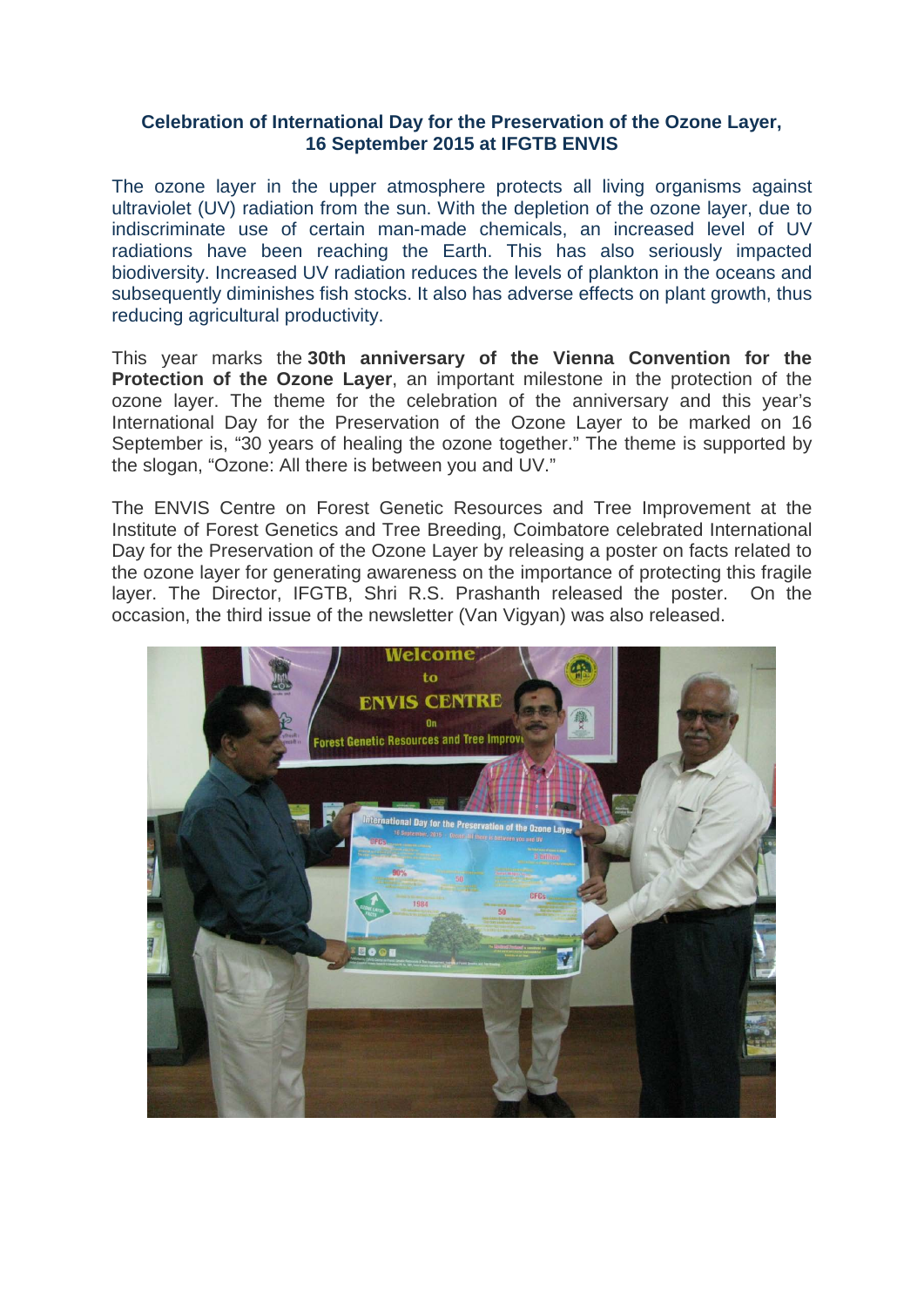**Celebration of International Day for the Preservation of the Ozone Layer, 16 September 2015 at IFGTB ENVIS**

The ozone layer in the upper atmosphere protects all living organisms against ultraviolet (UV) radiation from the sun. With the depletion of the ozone layer, due to indiscriminate use of certain man-made chemicals, an increased level of UV radiations have been reaching the Earth. This has also seriously impacted biodiversity. Increased UV radiation reduces the levels of plankton in the oceans and subsequently diminishes fish stocks. It also has adverse effects on plant growth, thus reducing agricultural productivity.

This year marks the **30th anniversary of the Vienna Convention for the Protection of the Ozone Layer**, an important milestone in the protection of the ozone layer. The theme for the celebration of the anniversary and this year's International Day for the Preservation of the Ozone Layer to be marked on 16 September is, "30 years of healing the ozone together." The theme is supported by the slogan, "Ozone: All there is between you and UV."

The ENVIS Centre on Forest Genetic Resources and Tree Improvement at the Institute of Forest Genetics and Tree Breeding, Coimbatore celebrated International Day for the Preservation of the Ozone Layer by releasing a poster on facts related to the ozone layer for generating awareness on the importance of protecting this fragile layer. The Director, IFGTB, Shri R.S. Prashanth released the poster. On the occasion, the third issue of the newsletter (Van Vigyan) was also released.